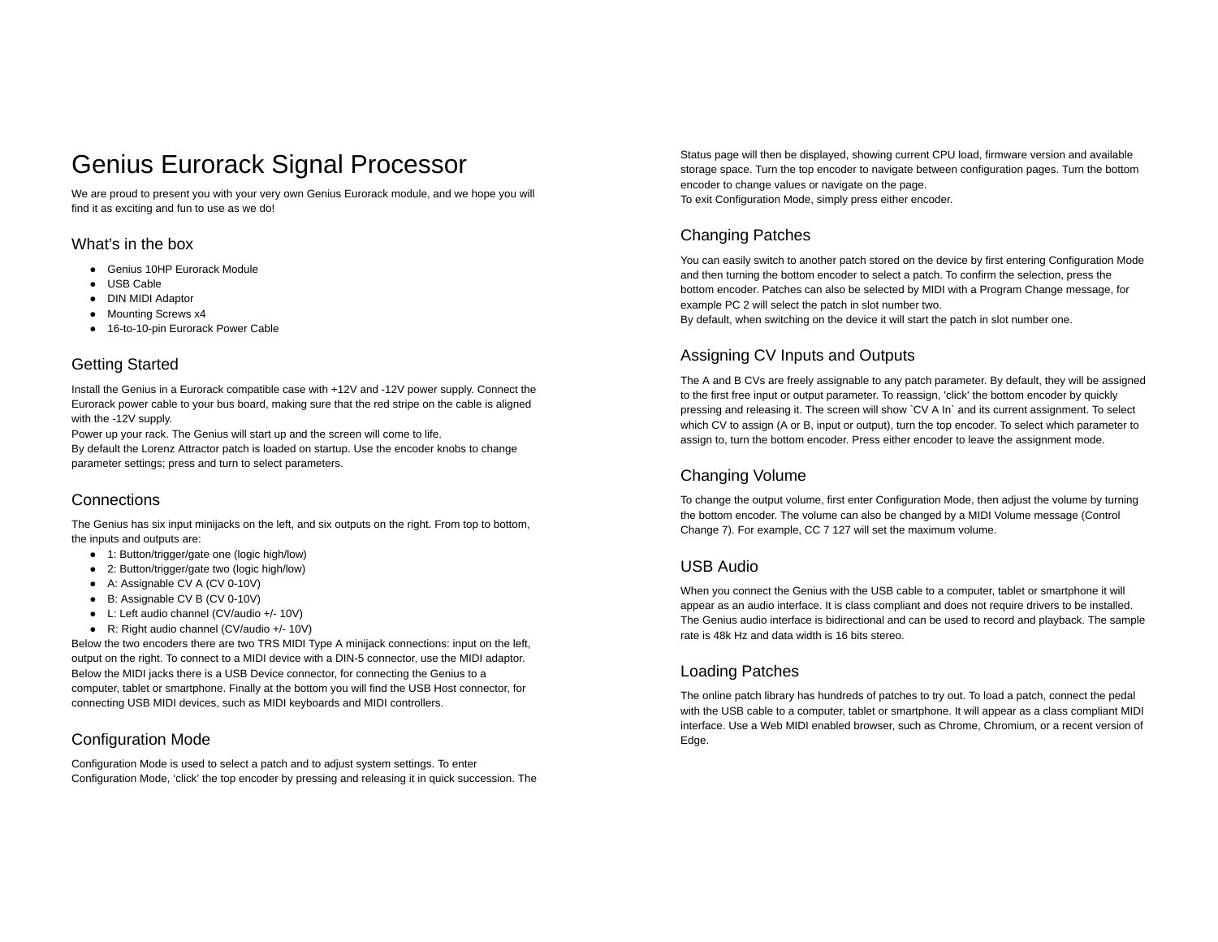# Genius Eurorack Signal Processor

We are proud to present you with your very own Genius Eurorack module, and we hope you will find it as exciting and fun to use as we do!

## What's in the box

- Genius 10HP Eurorack Module
- USB Cable
- DIN MIDI Adaptor
- Mounting Screws x4
- 16-to-10-pin Eurorack Power Cable

## Getting Started

Install the Genius in a Eurorack compatible case with +12V and -12V power supply. Connect the Eurorack power cable to your bus board, making sure that the red stripe on the cable is aligned with the -12V supply.
Power up your rack. The Genius will start up and the screen will come to life.
By default the Lorenz Attractor patch is loaded on startup. Use the encoder knobs to change parameter settings; press and turn to select parameters.

## Connections

The Genius has six input minijacks on the left, and six outputs on the right. From top to bottom, the inputs and outputs are:

- 1: Button/trigger/gate one (logic high/low)
- 2: Button/trigger/gate two (logic high/low)
- A: Assignable CV A (CV 0-10V)
- B: Assignable CV B (CV 0-10V)
- L: Left audio channel (CV/audio +/- 10V)
- R: Right audio channel (CV/audio +/- 10V)

Below the two encoders there are two TRS MIDI Type A minijack connections: input on the left, output on the right. To connect to a MIDI device with a DIN-5 connector, use the MIDI adaptor.
Below the MIDI jacks there is a USB Device connector, for connecting the Genius to a computer, tablet or smartphone. Finally at the bottom you will find the USB Host connector, for connecting USB MIDI devices, such as MIDI keyboards and MIDI controllers.

## Configuration Mode

Configuration Mode is used to select a patch and to adjust system settings. To enter Configuration Mode, 'click' the top encoder by pressing and releasing it in quick succession. The Status page will then be displayed, showing current CPU load, firmware version and available storage space. Turn the top encoder to navigate between configuration pages. Turn the bottom encoder to change values or navigate on the page.
To exit Configuration Mode, simply press either encoder.

## Changing Patches

You can easily switch to another patch stored on the device by first entering Configuration Mode and then turning the bottom encoder to select a patch. To confirm the selection, press the bottom encoder. Patches can also be selected by MIDI with a Program Change message, for example PC 2 will select the patch in slot number two.
By default, when switching on the device it will start the patch in slot number one.

## Assigning CV Inputs and Outputs

The A and B CVs are freely assignable to any patch parameter. By default, they will be assigned to the first free input or output parameter. To reassign, 'click' the bottom encoder by quickly pressing and releasing it. The screen will show `CV A In` and its current assignment. To select which CV to assign (A or B, input or output), turn the top encoder. To select which parameter to assign to, turn the bottom encoder. Press either encoder to leave the assignment mode.

## Changing Volume

To change the output volume, first enter Configuration Mode, then adjust the volume by turning the bottom encoder. The volume can also be changed by a MIDI Volume message (Control Change 7). For example, CC 7 127 will set the maximum volume.

## USB Audio

When you connect the Genius with the USB cable to a computer, tablet or smartphone it will appear as an audio interface. It is class compliant and does not require drivers to be installed. The Genius audio interface is bidirectional and can be used to record and playback. The sample rate is 48k Hz and data width is 16 bits stereo.

## Loading Patches

The online patch library has hundreds of patches to try out. To load a patch, connect the pedal with the USB cable to a computer, tablet or smartphone. It will appear as a class compliant MIDI interface. Use a Web MIDI enabled browser, such as Chrome, Chromium, or a recent version of Edge.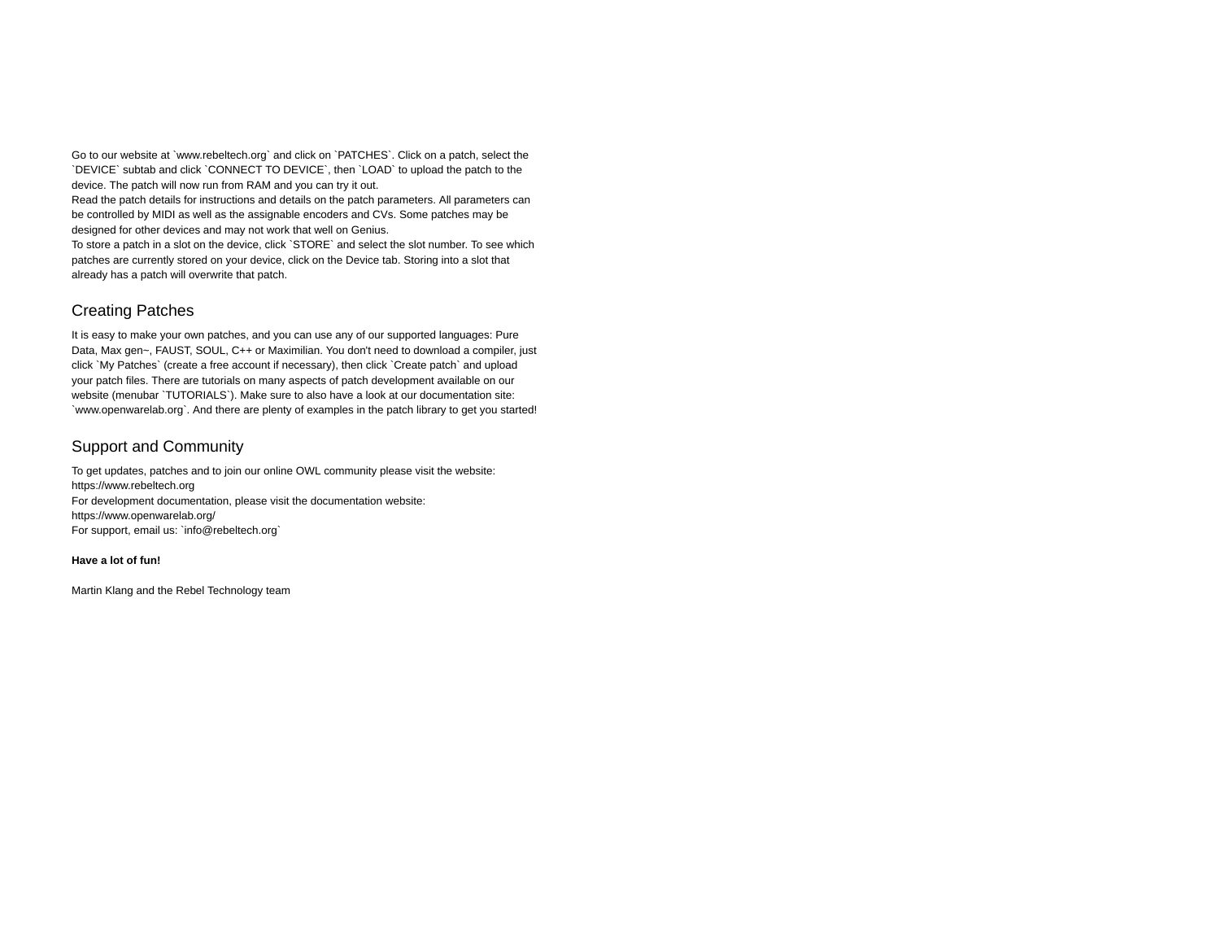Go to our website at `www.rebeltech.org` and click on `PATCHES`. Click on a patch, select the `DEVICE` subtab and click `CONNECT TO DEVICE`, then `LOAD` to upload the patch to the device. The patch will now run from RAM and you can try it out.
Read the patch details for instructions and details on the patch parameters. All parameters can be controlled by MIDI as well as the assignable encoders and CVs. Some patches may be designed for other devices and may not work that well on Genius.
To store a patch in a slot on the device, click `STORE` and select the slot number. To see which patches are currently stored on your device, click on the Device tab. Storing into a slot that already has a patch will overwrite that patch.

## Creating Patches

It is easy to make your own patches, and you can use any of our supported languages: Pure Data, Max gen~, FAUST, SOUL, C++ or Maximilian. You don't need to download a compiler, just click `My Patches` (create a free account if necessary), then click `Create patch` and upload your patch files. There are tutorials on many aspects of patch development available on our website (menubar `TUTORIALS`). Make sure to also have a look at our documentation site: `www.openwarelab.org`. And there are plenty of examples in the patch library to get you started!

## Support and Community

To get updates, patches and to join our online OWL community please visit the website:
https://www.rebeltech.org
For development documentation, please visit the documentation website:
https://www.openwarelab.org/
For support, email us: `info@rebeltech.org`

**Have a lot of fun!**

Martin Klang and the Rebel Technology team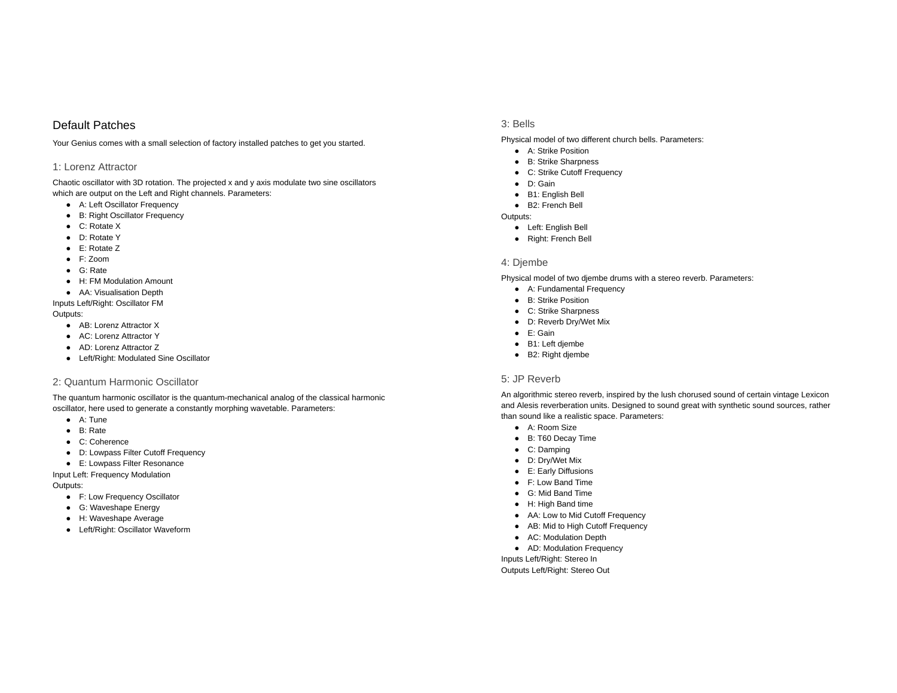# Default Patches

Your Genius comes with a small selection of factory installed patches to get you started.

## 1: Lorenz Attractor

Chaotic oscillator with 3D rotation. The projected x and y axis modulate two sine oscillators which are output on the Left and Right channels. Parameters:

- A: Left Oscillator Frequency
- B: Right Oscillator Frequency
- C: Rotate X
- D: Rotate Y
- E: Rotate Z
- F: Zoom
- G: Rate
- H: FM Modulation Amount
- AA: Visualisation Depth

Inputs Left/Right: Oscillator FM

Outputs:

- AB: Lorenz Attractor X
- AC: Lorenz Attractor Y
- AD: Lorenz Attractor Z
- Left/Right: Modulated Sine Oscillator

## 2: Quantum Harmonic Oscillator

The quantum harmonic oscillator is the quantum-mechanical analog of the classical harmonic oscillator, here used to generate a constantly morphing wavetable. Parameters:

- A: Tune
- B: Rate
- C: Coherence
- D: Lowpass Filter Cutoff Frequency
- E: Lowpass Filter Resonance

Input Left: Frequency Modulation

Outputs:

- F: Low Frequency Oscillator
- G: Waveshape Energy
- H: Waveshape Average
- Left/Right: Oscillator Waveform

## 3: Bells

Physical model of two different church bells. Parameters:

- A: Strike Position
- B: Strike Sharpness
- C: Strike Cutoff Frequency
- D: Gain
- B1: English Bell
- B2: French Bell

Outputs:

- Left: English Bell
- Right: French Bell

## 4: Djembe

Physical model of two djembe drums with a stereo reverb. Parameters:

- A: Fundamental Frequency
- B: Strike Position
- C: Strike Sharpness
- D: Reverb Dry/Wet Mix
- E: Gain
- B1: Left djembe
- B2: Right djembe

## 5: JP Reverb

An algorithmic stereo reverb, inspired by the lush chorused sound of certain vintage Lexicon and Alesis reverberation units. Designed to sound great with synthetic sound sources, rather than sound like a realistic space. Parameters:

- A: Room Size
- B: T60 Decay Time
- C: Damping
- D: Dry/Wet Mix
- E: Early Diffusions
- F: Low Band Time
- G: Mid Band Time
- H: High Band time
- AA: Low to Mid Cutoff Frequency
- AB: Mid to High Cutoff Frequency
- AC: Modulation Depth
- AD: Modulation Frequency

Inputs Left/Right: Stereo In

Outputs Left/Right: Stereo Out